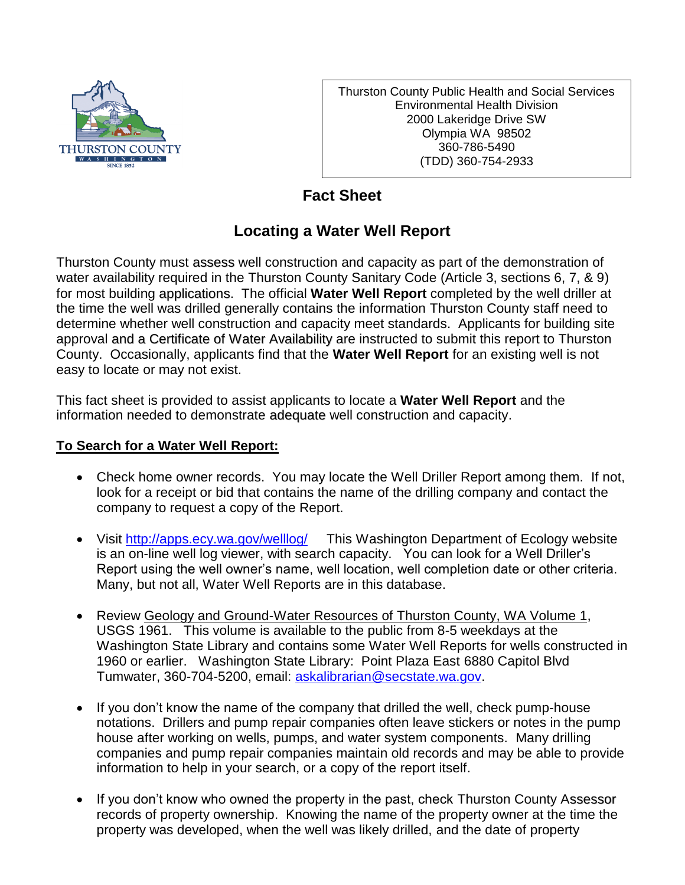THURSTON COUNTY
WASHINGTON
SINCE 1852

Thurston County Public Health and Social Services
Environmental Health Division
2000 Lakeridge Drive SW
Olympia WA 98502
360-786-5490
(TDD) 360-754-2933

## Fact Sheet

# Locating a Water Well Report

Thurston County must assess well construction and capacity as part of the demonstration of water availability required in the Thurston County Sanitary Code (Article 3, sections 6, 7, & 9) for most building applications. The official **Water Well Report** completed by the well driller at the time the well was drilled generally contains the information Thurston County staff need to determine whether well construction and capacity meet standards. Applicants for building site approval and a Certificate of Water Availability are instructed to submit this report to Thurston County. Occasionally, applicants find that the **Water Well Report** for an existing well is not easy to locate or may not exist.

This fact sheet is provided to assist applicants to locate a **Water Well Report** and the information needed to demonstrate adequate well construction and capacity.

**To Search for a Water Well Report:**

- Check home owner records. You may locate the Well Driller Report among them. If not, look for a receipt or bid that contains the name of the drilling company and contact the company to request a copy of the Report.
- Visit http://apps.ecy.wa.gov/welllog/ This Washington Department of Ecology website is an on-line well log viewer, with search capacity. You can look for a Well Driller's Report using the well owner's name, well location, well completion date or other criteria. Many, but not all, Water Well Reports are in this database.
- Review Geology and Ground-Water Resources of Thurston County, WA Volume 1, USGS 1961. This volume is available to the public from 8-5 weekdays at the Washington State Library and contains some Water Well Reports for wells constructed in 1960 or earlier. Washington State Library: Point Plaza East 6880 Capitol Blvd Tumwater, 360-704-5200, email: askalibrarian@secstate.wa.gov.
- If you don't know the name of the company that drilled the well, check pump-house notations. Drillers and pump repair companies often leave stickers or notes in the pump house after working on wells, pumps, and water system components. Many drilling companies and pump repair companies maintain old records and may be able to provide information to help in your search, or a copy of the report itself.
- If you don't know who owned the property in the past, check Thurston County Assessor records of property ownership. Knowing the name of the property owner at the time the property was developed, when the well was likely drilled, and the date of property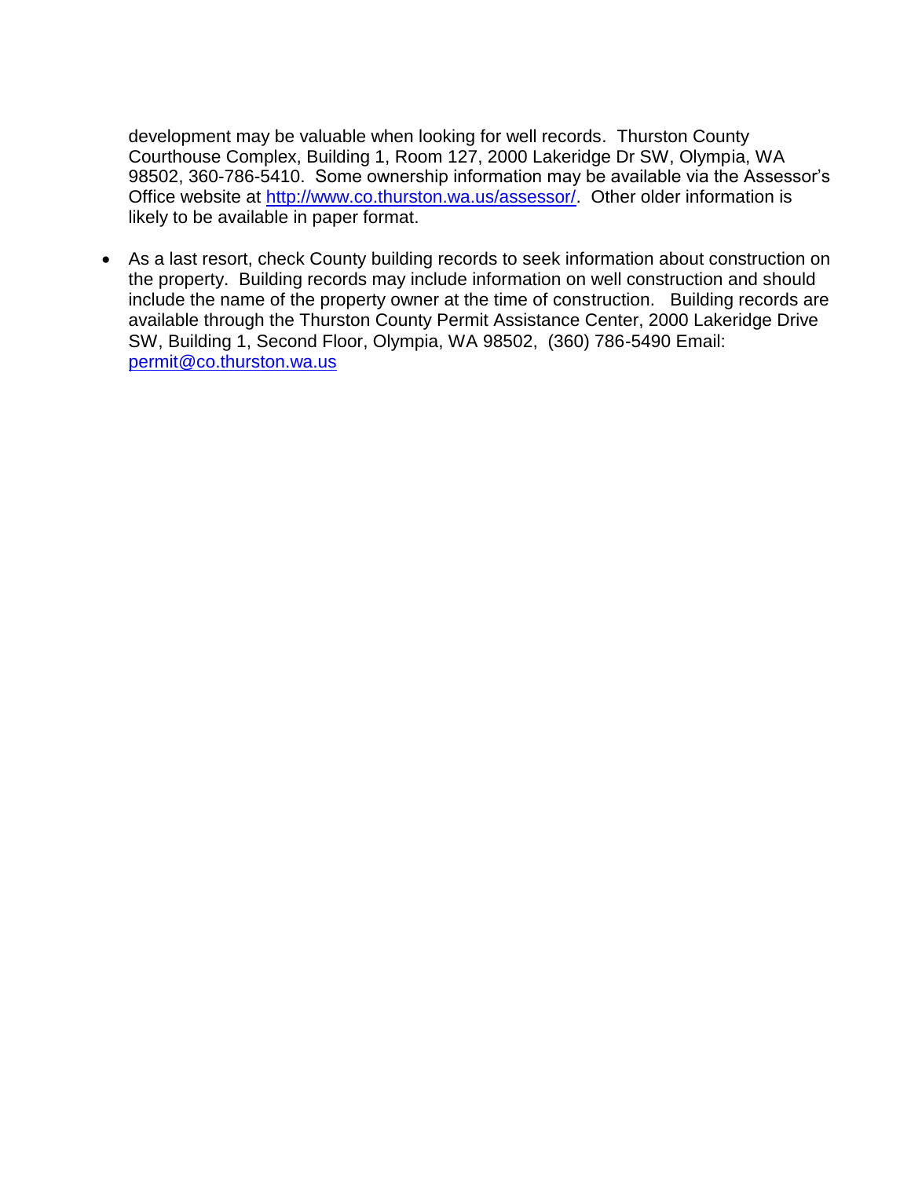development may be valuable when looking for well records. Thurston County Courthouse Complex, Building 1, Room 127, 2000 Lakeridge Dr SW, Olympia, WA 98502, 360-786-5410. Some ownership information may be available via the Assessor's Office website at http://www.co.thurston.wa.us/assessor/. Other older information is likely to be available in paper format.

- As a last resort, check County building records to seek information about construction on the property. Building records may include information on well construction and should include the name of the property owner at the time of construction. Building records are available through the Thurston County Permit Assistance Center, 2000 Lakeridge Drive SW, Building 1, Second Floor, Olympia, WA 98502, (360) 786-5490 Email: permit@co.thurston.wa.us